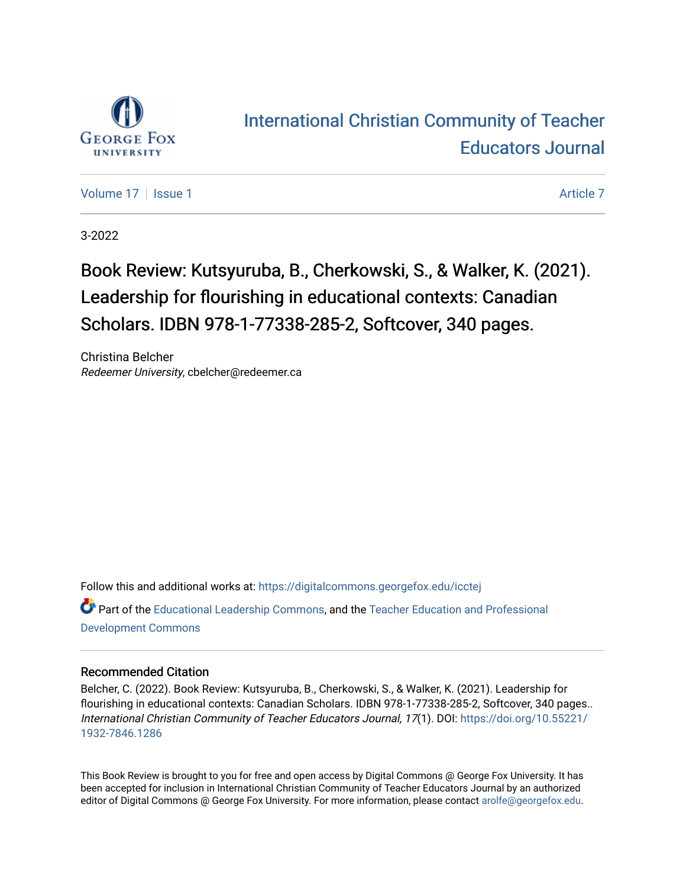# International Christian Community of Teacher Educators Journal

Volume 17 | Issue 1 | Article 7

3-2022

## Book Review: Kutsyuruba, B., Cherkowski, S., & Walker, K. (2021). Leadership for flourishing in educational contexts: Canadian Scholars. IDBN 978-1-77338-285-2, Softcover, 340 pages.

Christina Belcher
*Redeemer University*, cbelcher@redeemer.ca

Follow this and additional works at: https://digitalcommons.georgefox.edu/icctej

Part of the Educational Leadership Commons, and the Teacher Education and Professional Development Commons

### Recommended Citation

Belcher, C. (2022). Book Review: Kutsyuruba, B., Cherkowski, S., & Walker, K. (2021). Leadership for flourishing in educational contexts: Canadian Scholars. IDBN 978-1-77338-285-2, Softcover, 340 pages.. *International Christian Community of Teacher Educators Journal, 17*(1). DOI: https://doi.org/10.55221/1932-7846.1286

This Book Review is brought to you for free and open access by Digital Commons @ George Fox University. It has been accepted for inclusion in International Christian Community of Teacher Educators Journal by an authorized editor of Digital Commons @ George Fox University. For more information, please contact arolfe@georgefox.edu.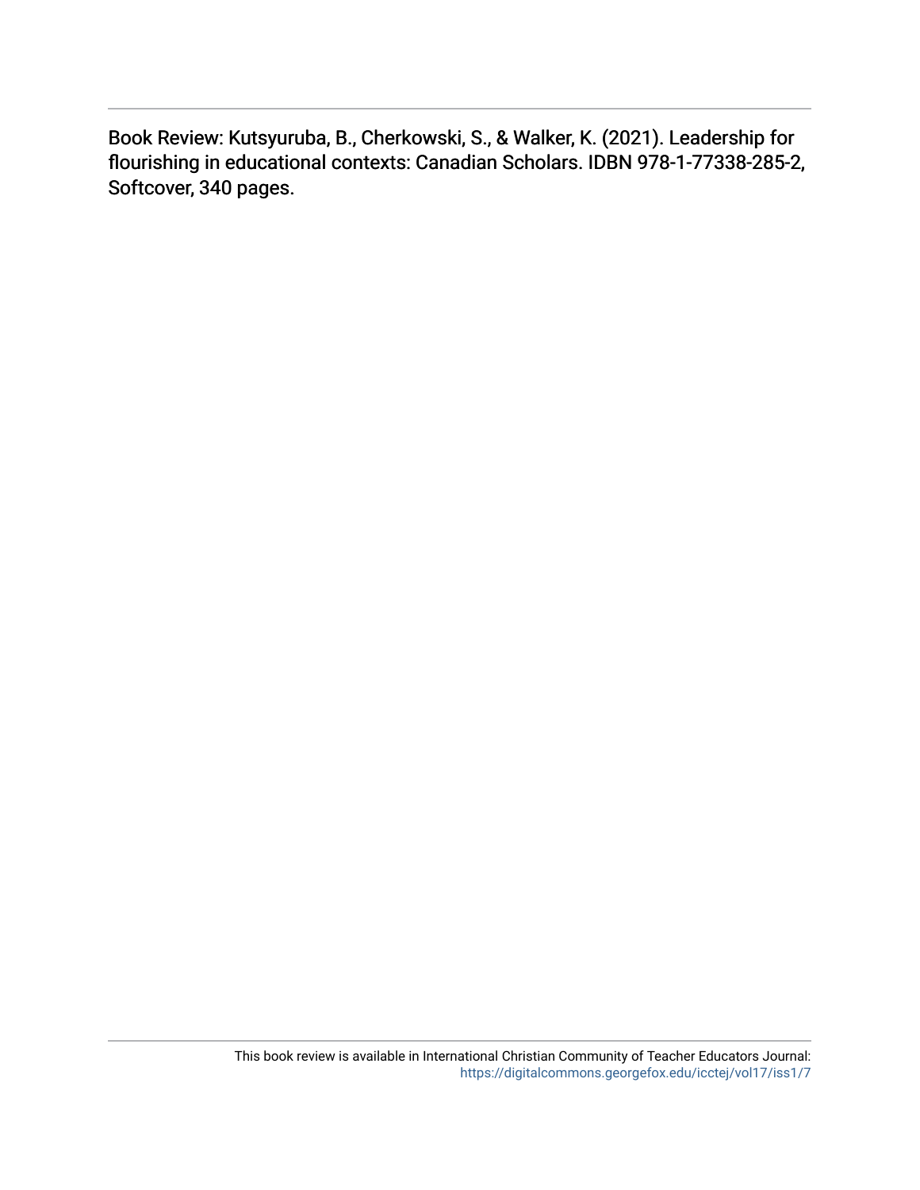Book Review: Kutsyuruba, B., Cherkowski, S., & Walker, K. (2021). Leadership for flourishing in educational contexts: Canadian Scholars. IDBN 978-1-77338-285-2, Softcover, 340 pages.

This book review is available in International Christian Community of Teacher Educators Journal: https://digitalcommons.georgefox.edu/icctej/vol17/iss1/7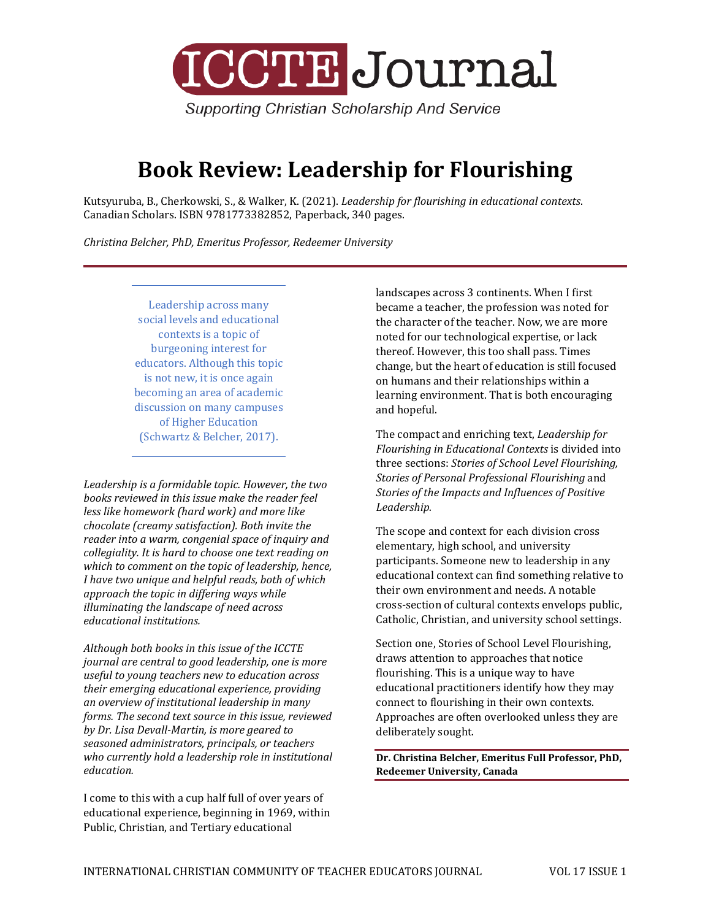# Book Review: Leadership for Flourishing

Kutsyuruba, B., Cherkowski, S., & Walker, K. (2021). *Leadership for flourishing in educational contexts*. Canadian Scholars. ISBN 9781773382852, Paperback, 340 pages.

*Christina Belcher, PhD, Emeritus Professor, Redeemer University*

---

> Leadership across many social levels and educational contexts is a topic of burgeoning interest for educators. Although this topic is not new, it is once again becoming an area of academic discussion on many campuses of Higher Education (Schwartz & Belcher, 2017).

*Leadership is a formidable topic. However, the two books reviewed in this issue make the reader feel less like homework (hard work) and more like chocolate (creamy satisfaction). Both invite the reader into a warm, congenial space of inquiry and collegiality. It is hard to choose one text reading on which to comment on the topic of leadership, hence, I have two unique and helpful reads, both of which approach the topic in differing ways while illuminating the landscape of need across educational institutions.*

*Although both books in this issue of the ICCTE journal are central to good leadership, one is more useful to young teachers new to education across their emerging educational experience, providing an overview of institutional leadership in many forms. The second text source in this issue, reviewed by Dr. Lisa Devall-Martin, is more geared to seasoned administrators, principals, or teachers who currently hold a leadership role in institutional education.*

I come to this with a cup half full of over years of educational experience, beginning in 1969, within Public, Christian, and Tertiary educational landscapes across 3 continents. When I first became a teacher, the profession was noted for the character of the teacher. Now, we are more noted for our technological expertise, or lack thereof. However, this too shall pass. Times change, but the heart of education is still focused on humans and their relationships within a learning environment. That is both encouraging and hopeful.

The compact and enriching text, *Leadership for Flourishing in Educational Contexts* is divided into three sections: *Stories of School Level Flourishing, Stories of Personal Professional Flourishing* and *Stories of the Impacts and Influences of Positive Leadership.*

The scope and context for each division cross elementary, high school, and university participants. Someone new to leadership in any educational context can find something relative to their own environment and needs. A notable cross-section of cultural contexts envelops public, Catholic, Christian, and university school settings.

Section one, Stories of School Level Flourishing, draws attention to approaches that notice flourishing. This is a unique way to have educational practitioners identify how they may connect to flourishing in their own contexts. Approaches are often overlooked unless they are deliberately sought.

**Dr. Christina Belcher, Emeritus Full Professor, PhD, Redeemer University, Canada**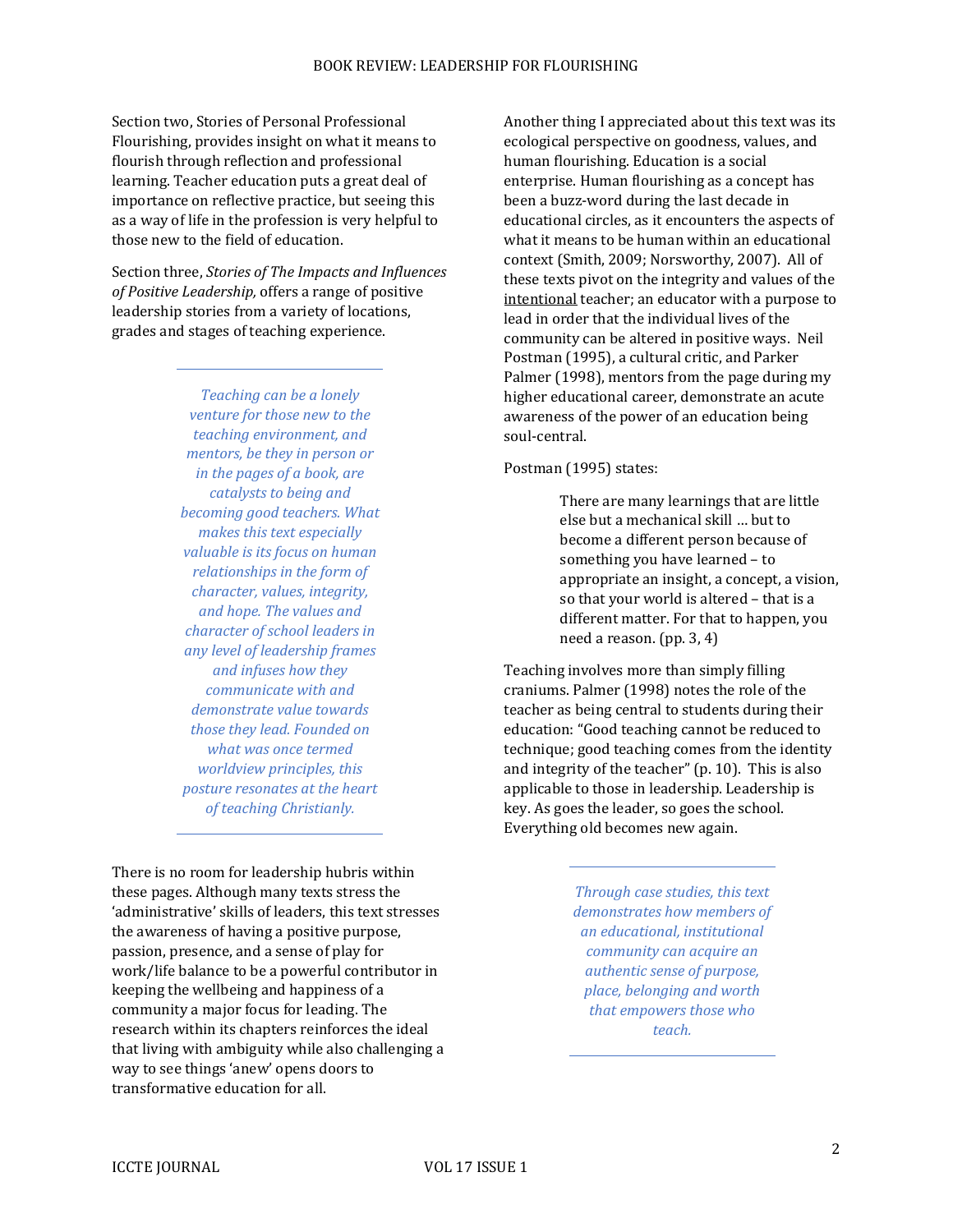Section two, Stories of Personal Professional Flourishing, provides insight on what it means to flourish through reflection and professional learning. Teacher education puts a great deal of importance on reflective practice, but seeing this as a way of life in the profession is very helpful to those new to the field of education.

Section three, *Stories of The Impacts and Influences of Positive Leadership,* offers a range of positive leadership stories from a variety of locations, grades and stages of teaching experience.

---

*Teaching can be a lonely venture for those new to the teaching environment, and mentors, be they in person or in the pages of a book, are catalysts to being and becoming good teachers. What makes this text especially valuable is its focus on human relationships in the form of character, values, integrity, and hope. The values and character of school leaders in any level of leadership frames and infuses how they communicate with and demonstrate value towards those they lead. Founded on what was once termed worldview principles, this posture resonates at the heart of teaching Christianly.*

---

There is no room for leadership hubris within these pages. Although many texts stress the 'administrative' skills of leaders, this text stresses the awareness of having a positive purpose, passion, presence, and a sense of play for work/life balance to be a powerful contributor in keeping the wellbeing and happiness of a community a major focus for leading. The research within its chapters reinforces the ideal that living with ambiguity while also challenging a way to see things 'anew' opens doors to transformative education for all.

Another thing I appreciated about this text was its ecological perspective on goodness, values, and human flourishing. Education is a social enterprise. Human flourishing as a concept has been a buzz-word during the last decade in educational circles, as it encounters the aspects of what it means to be human within an educational context (Smith, 2009; Norsworthy, 2007). All of these texts pivot on the integrity and values of the <u>intentional</u> teacher; an educator with a purpose to lead in order that the individual lives of the community can be altered in positive ways. Neil Postman (1995), a cultural critic, and Parker Palmer (1998), mentors from the page during my higher educational career, demonstrate an acute awareness of the power of an education being soul-central.

Postman (1995) states:

> There are many learnings that are little else but a mechanical skill … but to become a different person because of something you have learned – to appropriate an insight, a concept, a vision, so that your world is altered – that is a different matter. For that to happen, you need a reason. (pp. 3, 4)

Teaching involves more than simply filling craniums. Palmer (1998) notes the role of the teacher as being central to students during their education: "Good teaching cannot be reduced to technique; good teaching comes from the identity and integrity of the teacher" (p. 10). This is also applicable to those in leadership. Leadership is key. As goes the leader, so goes the school. Everything old becomes new again.

---

*Through case studies, this text demonstrates how members of an educational, institutional community can acquire an authentic sense of purpose, place, belonging and worth that empowers those who teach.*

---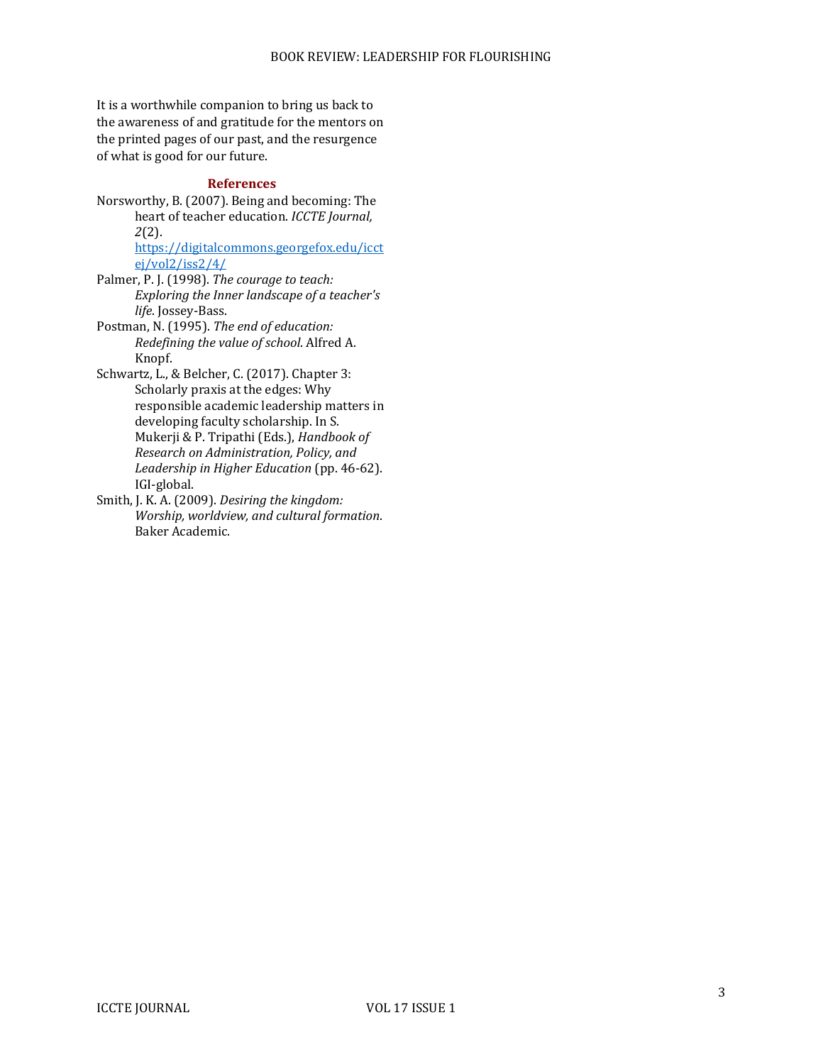It is a worthwhile companion to bring us back to the awareness of and gratitude for the mentors on the printed pages of our past, and the resurgence of what is good for our future.

## References

Norsworthy, B. (2007). Being and becoming: The heart of teacher education. *ICCTE Journal, 2*(2). https://digitalcommons.georgefox.edu/icctej/vol2/iss2/4/

Palmer, P. J. (1998). *The courage to teach: Exploring the Inner landscape of a teacher's life*. Jossey-Bass.

Postman, N. (1995). *The end of education: Redefining the value of school*. Alfred A. Knopf.

Schwartz, L., & Belcher, C. (2017). Chapter 3: Scholarly praxis at the edges: Why responsible academic leadership matters in developing faculty scholarship. In S. Mukerji & P. Tripathi (Eds.), *Handbook of Research on Administration, Policy, and Leadership in Higher Education* (pp. 46-62). IGI-global.

Smith, J. K. A. (2009). *Desiring the kingdom: Worship, worldview, and cultural formation*. Baker Academic.